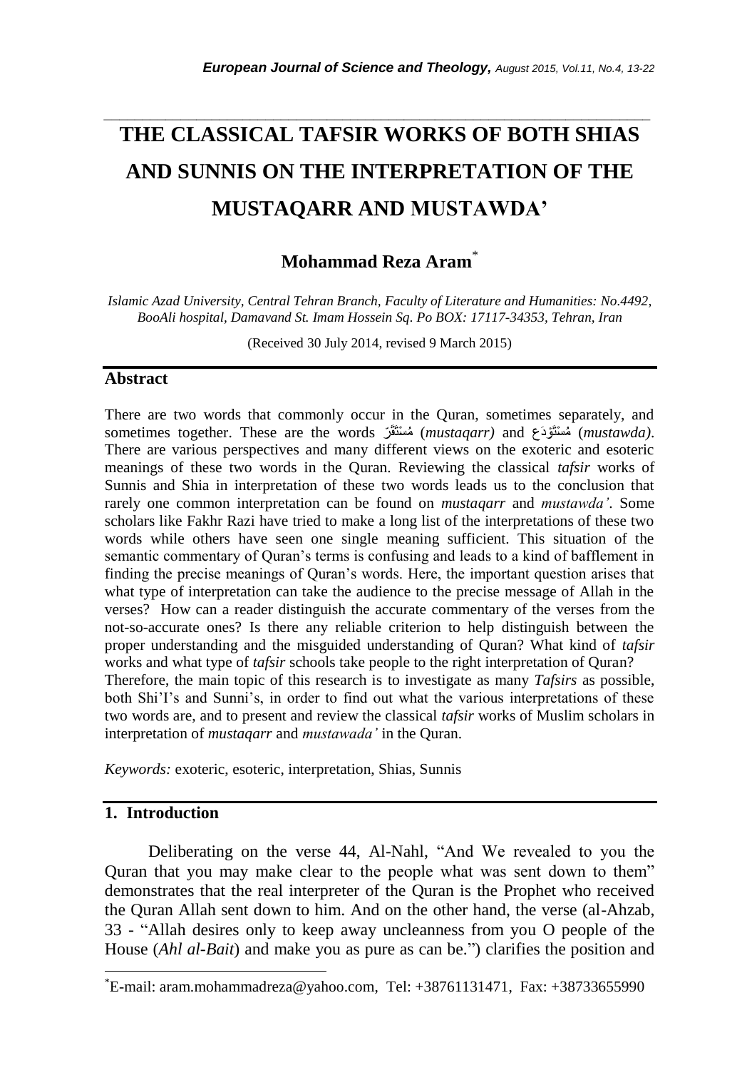# THE CLASSICAL TAFSIR WORKS OF BOTH SHIAS AND SUNNIS ON THE INTERPRETATION OF THE MUSTAQARR AND MUSTAWDA'

**Mohammad Reza Aram**[*]

*Islamic Azad University, Central Tehran Branch, Faculty of Literature and Humanities: No.4492, BooAli hospital, Damavand St. Imam Hossein Sq. Po BOX: 17117-34353, Tehran, Iran*

(Received 30 July 2014, revised 9 March 2015)

## Abstract

There are two words that commonly occur in the Quran, sometimes separately, and sometimes together. These are the words مُسْتَقَرّ (*mustaqarr)* and مُسْتَوْدَع (*mustawda)*. There are various perspectives and many different views on the exoteric and esoteric meanings of these two words in the Quran. Reviewing the classical *tafsir* works of Sunnis and Shia in interpretation of these two words leads us to the conclusion that rarely one common interpretation can be found on *mustaqarr* and *mustawda'*. Some scholars like Fakhr Razi have tried to make a long list of the interpretations of these two words while others have seen one single meaning sufficient. This situation of the semantic commentary of Quran's terms is confusing and leads to a kind of bafflement in finding the precise meanings of Quran's words. Here, the important question arises that what type of interpretation can take the audience to the precise message of Allah in the verses? How can a reader distinguish the accurate commentary of the verses from the not-so-accurate ones? Is there any reliable criterion to help distinguish between the proper understanding and the misguided understanding of Quran? What kind of *tafsir* works and what type of *tafsir* schools take people to the right interpretation of Quran?

Therefore, the main topic of this research is to investigate as many *Tafsirs* as possible, both Shi'I's and Sunni's, in order to find out what the various interpretations of these two words are, and to present and review the classical *tafsir* works of Muslim scholars in interpretation of *mustaqarr* and *mustawada'* in the Quran.

*Keywords:* exoteric, esoteric, interpretation, Shias, Sunnis

## 1. Introduction

Deliberating on the verse 44, Al-Nahl, "And We revealed to you the Quran that you may make clear to the people what was sent down to them" demonstrates that the real interpreter of the Quran is the Prophet who received the Quran Allah sent down to him. And on the other hand, the verse (al-Ahzab, 33 - "Allah desires only to keep away uncleanness from you O people of the House (*Ahl al-Bait*) and make you as pure as can be.") clarifies the position and

---

[*] E-mail: aram.mohammadreza@yahoo.com, Tel: +38761131471, Fax: +38733655990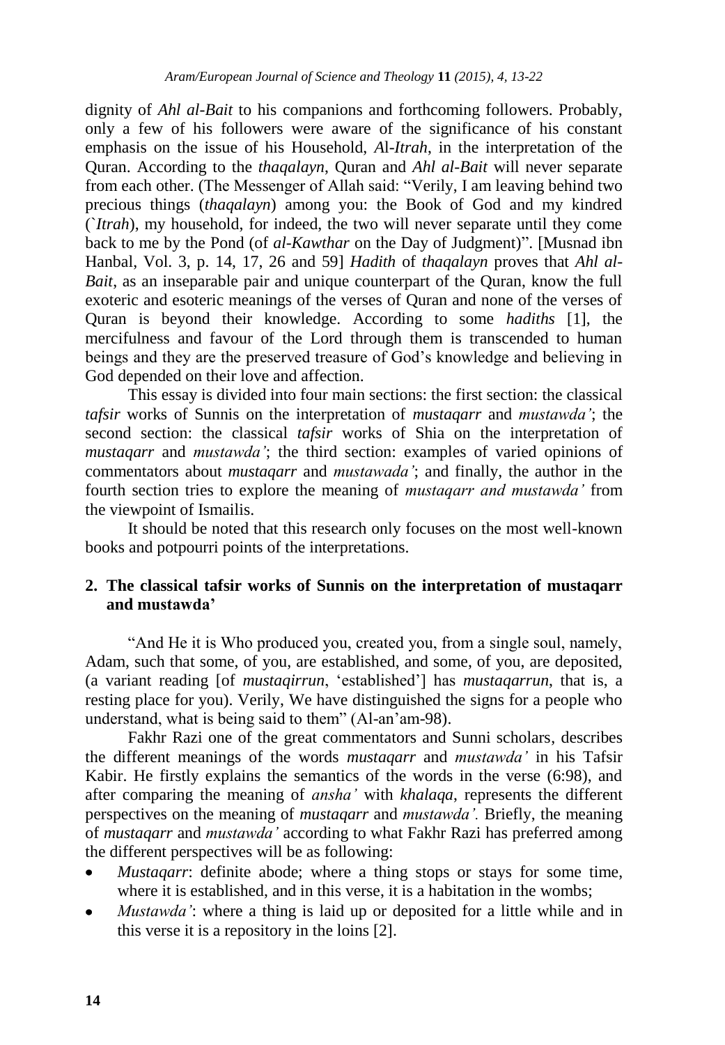dignity of *Ahl al-Bait* to his companions and forthcoming followers. Probably, only a few of his followers were aware of the significance of his constant emphasis on the issue of his Household, *Al-Itrah*, in the interpretation of the Quran. According to the *thaqalayn*, Quran and *Ahl al-Bait* will never separate from each other. (The Messenger of Allah said: "Verily, I am leaving behind two precious things (*thaqalayn*) among you: the Book of God and my kindred (*`Itrah*), my household, for indeed, the two will never separate until they come back to me by the Pond (of *al-Kawthar* on the Day of Judgment)". [Musnad ibn Hanbal, Vol. 3, p. 14, 17, 26 and 59] *Hadith* of *thaqalayn* proves that *Ahl al-Bait*, as an inseparable pair and unique counterpart of the Quran, know the full exoteric and esoteric meanings of the verses of Quran and none of the verses of Quran is beyond their knowledge. According to some *hadiths* [1], the mercifulness and favour of the Lord through them is transcended to human beings and they are the preserved treasure of God's knowledge and believing in God depended on their love and affection.

This essay is divided into four main sections: the first section: the classical *tafsir* works of Sunnis on the interpretation of *mustaqarr* and *mustawda'*; the second section: the classical *tafsir* works of Shia on the interpretation of *mustaqarr* and *mustawda'*; the third section: examples of varied opinions of commentators about *mustaqarr* and *mustawada'*; and finally, the author in the fourth section tries to explore the meaning of *mustaqarr and mustawda'* from the viewpoint of Ismailis.

It should be noted that this research only focuses on the most well-known books and potpourri points of the interpretations.

## 2. The classical tafsir works of Sunnis on the interpretation of mustaqarr and mustawda'

"And He it is Who produced you, created you, from a single soul, namely, Adam, such that some, of you, are established, and some, of you, are deposited, (a variant reading [of *mustaqirrun*, 'established'] has *mustaqarrun*, that is, a resting place for you). Verily, We have distinguished the signs for a people who understand, what is being said to them" (Al-an'am-98).

Fakhr Razi one of the great commentators and Sunni scholars, describes the different meanings of the words *mustaqarr* and *mustawda'* in his Tafsir Kabir. He firstly explains the semantics of the words in the verse (6:98), and after comparing the meaning of *ansha'* with *khalaqa*, represents the different perspectives on the meaning of *mustaqarr* and *mustawda'.* Briefly, the meaning of *mustaqarr* and *mustawda'* according to what Fakhr Razi has preferred among the different perspectives will be as following:

- *Mustaqarr*: definite abode; where a thing stops or stays for some time, where it is established, and in this verse, it is a habitation in the wombs;
- *Mustawda'*: where a thing is laid up or deposited for a little while and in this verse it is a repository in the loins [2].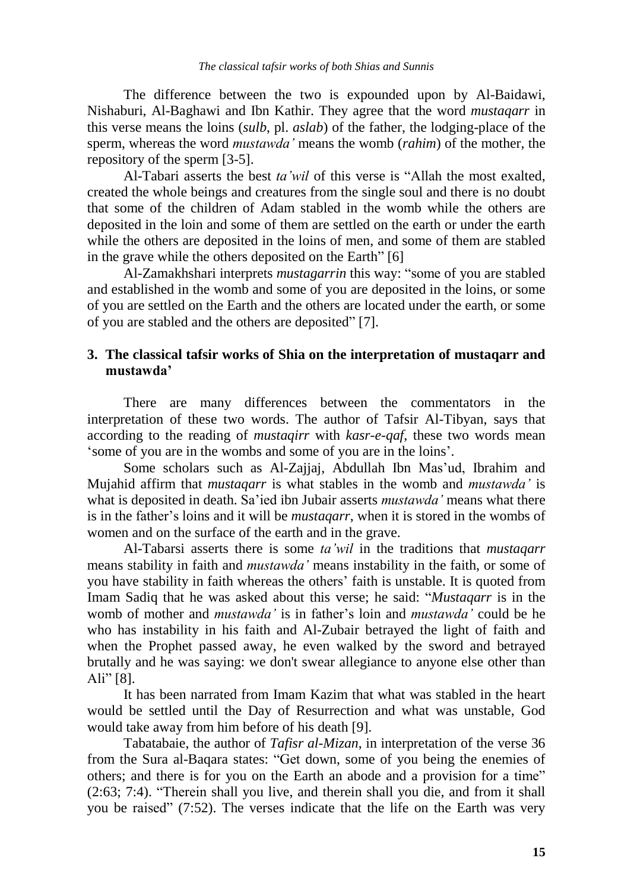The difference between the two is expounded upon by Al-Baidawi, Nishaburi, Al-Baghawi and Ibn Kathir. They agree that the word *mustaqarr* in this verse means the loins (*sulb*, pl. *aslab*) of the father, the lodging-place of the sperm, whereas the word *mustawda'* means the womb (*rahim*) of the mother, the repository of the sperm [3-5].

Al-Tabari asserts the best *ta'wil* of this verse is "Allah the most exalted, created the whole beings and creatures from the single soul and there is no doubt that some of the children of Adam stabled in the womb while the others are deposited in the loin and some of them are settled on the earth or under the earth while the others are deposited in the loins of men, and some of them are stabled in the grave while the others deposited on the Earth" [6]

Al-Zamakhshari interprets *mustagarrin* this way: "some of you are stabled and established in the womb and some of you are deposited in the loins, or some of you are settled on the Earth and the others are located under the earth, or some of you are stabled and the others are deposited" [7].

## 3. The classical tafsir works of Shia on the interpretation of mustaqarr and mustawda'

There are many differences between the commentators in the interpretation of these two words. The author of Tafsir Al-Tibyan, says that according to the reading of *mustaqirr* with *kasr-e-qaf*, these two words mean 'some of you are in the wombs and some of you are in the loins'.

Some scholars such as Al-Zajjaj, Abdullah Ibn Mas'ud, Ibrahim and Mujahid affirm that *mustaqarr* is what stables in the womb and *mustawda'* is what is deposited in death. Sa'ied ibn Jubair asserts *mustawda'* means what there is in the father's loins and it will be *mustaqarr*, when it is stored in the wombs of women and on the surface of the earth and in the grave.

Al-Tabarsi asserts there is some *ta'wil* in the traditions that *mustaqarr* means stability in faith and *mustawda'* means instability in the faith, or some of you have stability in faith whereas the others' faith is unstable. It is quoted from Imam Sadiq that he was asked about this verse; he said: "*Mustaqarr* is in the womb of mother and *mustawda'* is in father's loin and *mustawda'* could be he who has instability in his faith and Al-Zubair betrayed the light of faith and when the Prophet passed away, he even walked by the sword and betrayed brutally and he was saying: we don't swear allegiance to anyone else other than Ali" [8].

It has been narrated from Imam Kazim that what was stabled in the heart would be settled until the Day of Resurrection and what was unstable, God would take away from him before of his death [9].

Tabatabaie, the author of *Tafisr al-Mizan*, in interpretation of the verse 36 from the Sura al-Baqara states: "Get down, some of you being the enemies of others; and there is for you on the Earth an abode and a provision for a time" (2:63; 7:4). "Therein shall you live, and therein shall you die, and from it shall you be raised" (7:52). The verses indicate that the life on the Earth was very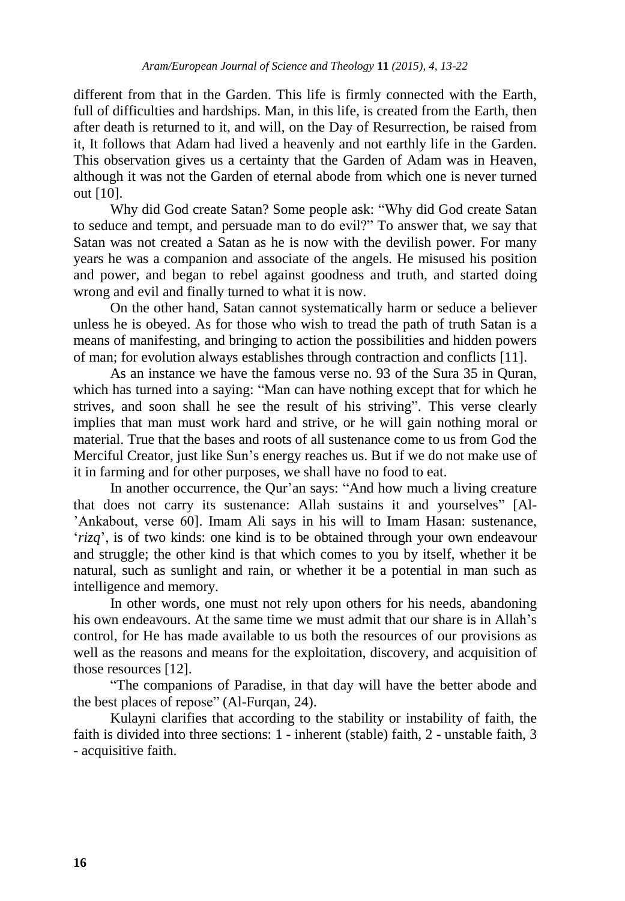different from that in the Garden. This life is firmly connected with the Earth, full of difficulties and hardships. Man, in this life, is created from the Earth, then after death is returned to it, and will, on the Day of Resurrection, be raised from it, It follows that Adam had lived a heavenly and not earthly life in the Garden. This observation gives us a certainty that the Garden of Adam was in Heaven, although it was not the Garden of eternal abode from which one is never turned out [10].

Why did God create Satan? Some people ask: "Why did God create Satan to seduce and tempt, and persuade man to do evil?" To answer that, we say that Satan was not created a Satan as he is now with the devilish power. For many years he was a companion and associate of the angels. He misused his position and power, and began to rebel against goodness and truth, and started doing wrong and evil and finally turned to what it is now.

On the other hand, Satan cannot systematically harm or seduce a believer unless he is obeyed. As for those who wish to tread the path of truth Satan is a means of manifesting, and bringing to action the possibilities and hidden powers of man; for evolution always establishes through contraction and conflicts [11].

As an instance we have the famous verse no. 93 of the Sura 35 in Quran, which has turned into a saying: "Man can have nothing except that for which he strives, and soon shall he see the result of his striving". This verse clearly implies that man must work hard and strive, or he will gain nothing moral or material. True that the bases and roots of all sustenance come to us from God the Merciful Creator, just like Sun's energy reaches us. But if we do not make use of it in farming and for other purposes, we shall have no food to eat.

In another occurrence, the Qur'an says: "And how much a living creature that does not carry its sustenance: Allah sustains it and yourselves" [Al-'Ankabout, verse 60]. Imam Ali says in his will to Imam Hasan: sustenance, '*rizq*', is of two kinds: one kind is to be obtained through your own endeavour and struggle; the other kind is that which comes to you by itself, whether it be natural, such as sunlight and rain, or whether it be a potential in man such as intelligence and memory.

In other words, one must not rely upon others for his needs, abandoning his own endeavours. At the same time we must admit that our share is in Allah's control, for He has made available to us both the resources of our provisions as well as the reasons and means for the exploitation, discovery, and acquisition of those resources [12].

"The companions of Paradise, in that day will have the better abode and the best places of repose" (Al-Furqan, 24).

Kulayni clarifies that according to the stability or instability of faith, the faith is divided into three sections: 1 - inherent (stable) faith, 2 - unstable faith, 3 - acquisitive faith.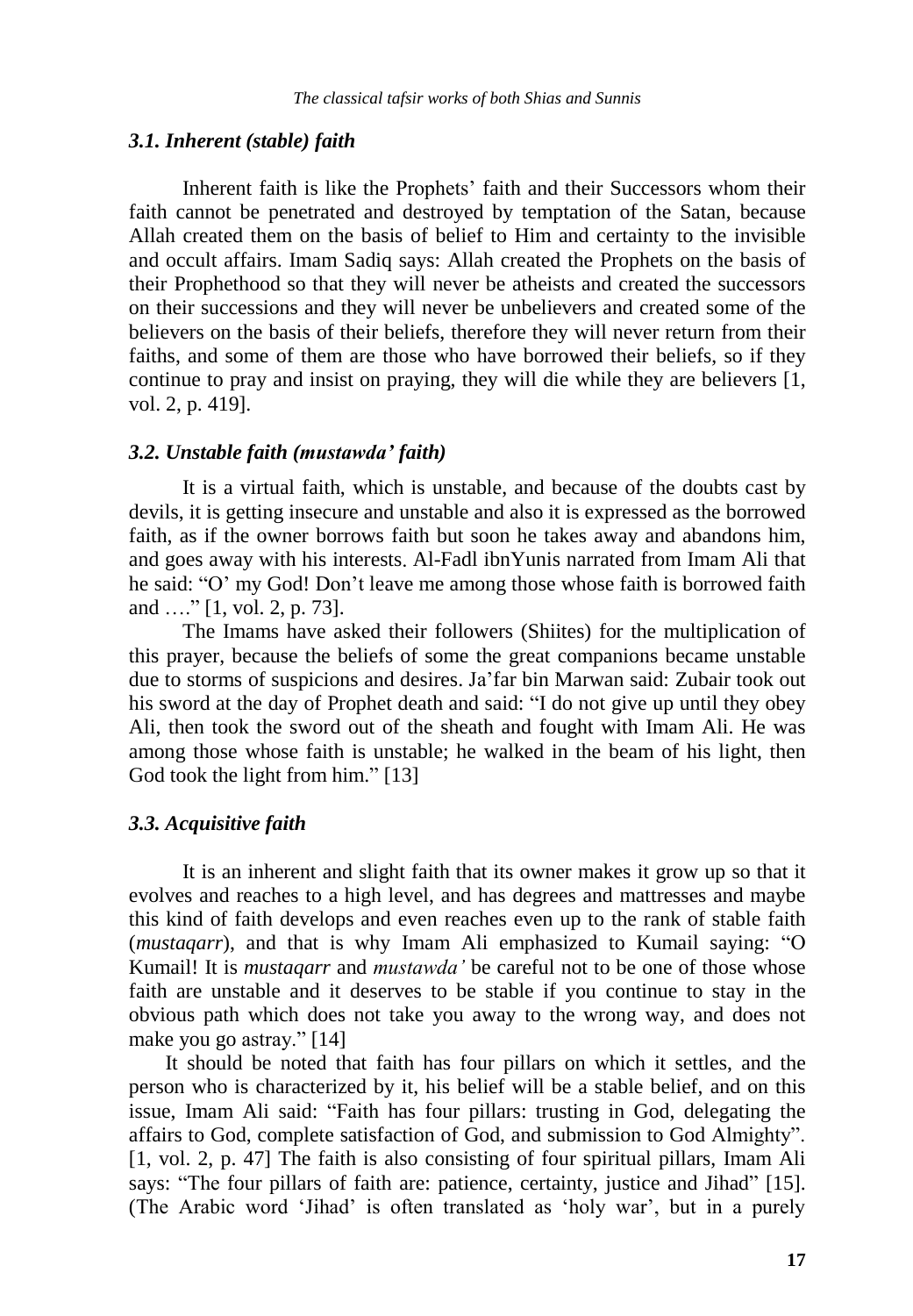### *3.1. Inherent (stable) faith*

Inherent faith is like the Prophets' faith and their Successors whom their faith cannot be penetrated and destroyed by temptation of the Satan, because Allah created them on the basis of belief to Him and certainty to the invisible and occult affairs. Imam Sadiq says: Allah created the Prophets on the basis of their Prophethood so that they will never be atheists and created the successors on their successions and they will never be unbelievers and created some of the believers on the basis of their beliefs, therefore they will never return from their faiths, and some of them are those who have borrowed their beliefs, so if they continue to pray and insist on praying, they will die while they are believers [1, vol. 2, p. 419].

### *3.2. Unstable faith (mustawda' faith)*

It is a virtual faith, which is unstable, and because of the doubts cast by devils, it is getting insecure and unstable and also it is expressed as the borrowed faith, as if the owner borrows faith but soon he takes away and abandons him, and goes away with his interests. Al-Fadl ibnYunis narrated from Imam Ali that he said: "O' my God! Don't leave me among those whose faith is borrowed faith and …." [1, vol. 2, p. 73].

The Imams have asked their followers (Shiites) for the multiplication of this prayer, because the beliefs of some the great companions became unstable due to storms of suspicions and desires. Ja'far bin Marwan said: Zubair took out his sword at the day of Prophet death and said: "I do not give up until they obey Ali, then took the sword out of the sheath and fought with Imam Ali. He was among those whose faith is unstable; he walked in the beam of his light, then God took the light from him." [13]

### *3.3. Acquisitive faith*

It is an inherent and slight faith that its owner makes it grow up so that it evolves and reaches to a high level, and has degrees and mattresses and maybe this kind of faith develops and even reaches even up to the rank of stable faith (*mustaqarr*), and that is why Imam Ali emphasized to Kumail saying: "O Kumail! It is *mustaqarr* and *mustawda'* be careful not to be one of those whose faith are unstable and it deserves to be stable if you continue to stay in the obvious path which does not take you away to the wrong way, and does not make you go astray." [14]

It should be noted that faith has four pillars on which it settles, and the person who is characterized by it, his belief will be a stable belief, and on this issue, Imam Ali said: "Faith has four pillars: trusting in God, delegating the affairs to God, complete satisfaction of God, and submission to God Almighty". [1, vol. 2, p. 47] The faith is also consisting of four spiritual pillars, Imam Ali says: "The four pillars of faith are: patience, certainty, justice and Jihad" [15]. (The Arabic word 'Jihad' is often translated as 'holy war', but in a purely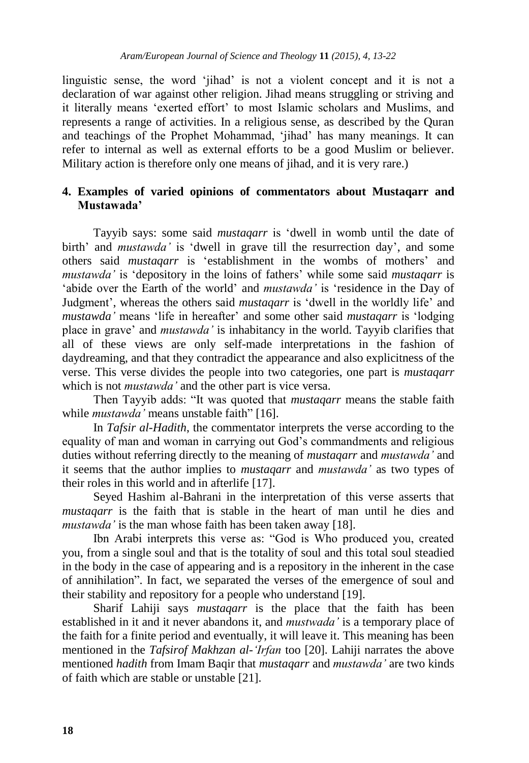linguistic sense, the word 'jihad' is not a violent concept and it is not a declaration of war against other religion. Jihad means struggling or striving and it literally means 'exerted effort' to most Islamic scholars and Muslims, and represents a range of activities. In a religious sense, as described by the Quran and teachings of the Prophet Mohammad, 'jihad' has many meanings. It can refer to internal as well as external efforts to be a good Muslim or believer. Military action is therefore only one means of jihad, and it is very rare.)

## 4. Examples of varied opinions of commentators about Mustaqarr and Mustawada'

Tayyib says: some said *mustaqarr* is 'dwell in womb until the date of birth' and *mustawda'* is 'dwell in grave till the resurrection day', and some others said *mustaqarr* is 'establishment in the wombs of mothers' and *mustawda'* is 'depository in the loins of fathers' while some said *mustaqarr* is 'abide over the Earth of the world' and *mustawda'* is 'residence in the Day of Judgment', whereas the others said *mustaqarr* is 'dwell in the worldly life' and *mustawda'* means 'life in hereafter' and some other said *mustaqarr* is 'lodging place in grave' and *mustawda'* is inhabitancy in the world. Tayyib clarifies that all of these views are only self-made interpretations in the fashion of daydreaming, and that they contradict the appearance and also explicitness of the verse. This verse divides the people into two categories, one part is *mustaqarr* which is not *mustawda'* and the other part is vice versa.

Then Tayyib adds: "It was quoted that *mustaqarr* means the stable faith while *mustawda'* means unstable faith" [16].

In *Tafsir al-Hadith*, the commentator interprets the verse according to the equality of man and woman in carrying out God's commandments and religious duties without referring directly to the meaning of *mustaqarr* and *mustawda'* and it seems that the author implies to *mustaqarr* and *mustawda'* as two types of their roles in this world and in afterlife [17].

Seyed Hashim al-Bahrani in the interpretation of this verse asserts that *mustaqarr* is the faith that is stable in the heart of man until he dies and *mustawda'* is the man whose faith has been taken away [18].

Ibn Arabi interprets this verse as: "God is Who produced you, created you, from a single soul and that is the totality of soul and this total soul steadied in the body in the case of appearing and is a repository in the inherent in the case of annihilation". In fact, we separated the verses of the emergence of soul and their stability and repository for a people who understand [19].

Sharif Lahiji says *mustaqarr* is the place that the faith has been established in it and it never abandons it, and *mustwada'* is a temporary place of the faith for a finite period and eventually, it will leave it. This meaning has been mentioned in the *Tafsirof Makhzan al-'Irfan* too [20]. Lahiji narrates the above mentioned *hadith* from Imam Baqir that *mustaqarr* and *mustawda'* are two kinds of faith which are stable or unstable [21].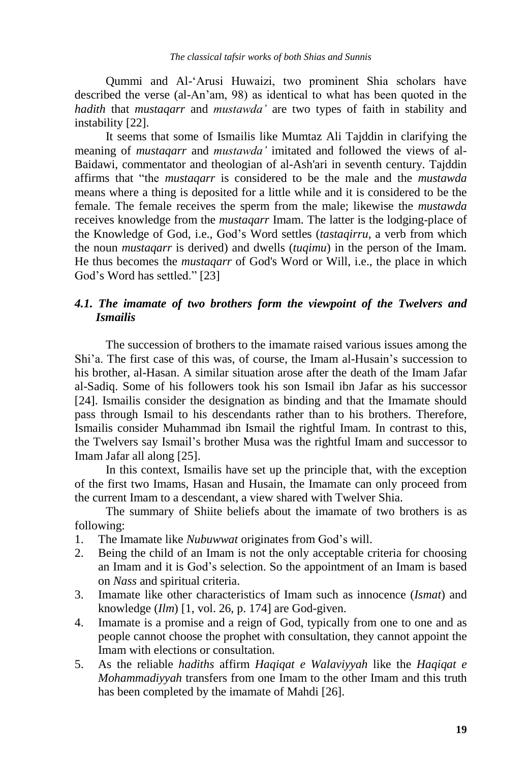Qummi and Al-'Arusi Huwaizi, two prominent Shia scholars have described the verse (al-An'am, 98) as identical to what has been quoted in the *hadith* that *mustaqarr* and *mustawda'* are two types of faith in stability and instability [22].

It seems that some of Ismailis like Mumtaz Ali Tajddin in clarifying the meaning of *mustaqarr* and *mustawda'* imitated and followed the views of al-Baidawi, commentator and theologian of al-Ash'ari in seventh century. Tajddin affirms that "the *mustaqarr* is considered to be the male and the *mustawda* means where a thing is deposited for a little while and it is considered to be the female. The female receives the sperm from the male; likewise the *mustawda* receives knowledge from the *mustaqarr* Imam. The latter is the lodging-place of the Knowledge of God, i.e., God's Word settles (*tastaqirru*, a verb from which the noun *mustaqarr* is derived) and dwells (*tuqimu*) in the person of the Imam. He thus becomes the *mustaqarr* of God's Word or Will, i.e., the place in which God's Word has settled." [23]

### *4.1. The imamate of two brothers form the viewpoint of the Twelvers and Ismailis*

The succession of brothers to the imamate raised various issues among the Shi'a. The first case of this was, of course, the Imam al-Husain's succession to his brother, al-Hasan. A similar situation arose after the death of the Imam Jafar al-Sadiq. Some of his followers took his son Ismail ibn Jafar as his successor [24]. Ismailis consider the designation as binding and that the Imamate should pass through Ismail to his descendants rather than to his brothers. Therefore, Ismailis consider Muhammad ibn Ismail the rightful Imam. In contrast to this, the Twelvers say Ismail's brother Musa was the rightful Imam and successor to Imam Jafar all along [25].

In this context, Ismailis have set up the principle that, with the exception of the first two Imams, Hasan and Husain, the Imamate can only proceed from the current Imam to a descendant, a view shared with Twelver Shia.

The summary of Shiite beliefs about the imamate of two brothers is as following:

1. The Imamate like *Nubuwwat* originates from God's will.
2. Being the child of an Imam is not the only acceptable criteria for choosing an Imam and it is God's selection. So the appointment of an Imam is based on *Nass* and spiritual criteria.
3. Imamate like other characteristics of Imam such as innocence (*Ismat*) and knowledge (*Ilm*) [1, vol. 26, p. 174] are God-given.
4. Imamate is a promise and a reign of God, typically from one to one and as people cannot choose the prophet with consultation, they cannot appoint the Imam with elections or consultation.
5. As the reliable *hadiths* affirm *Haqiqat e Walaviyyah* like the *Haqiqat e Mohammadiyyah* transfers from one Imam to the other Imam and this truth has been completed by the imamate of Mahdi [26].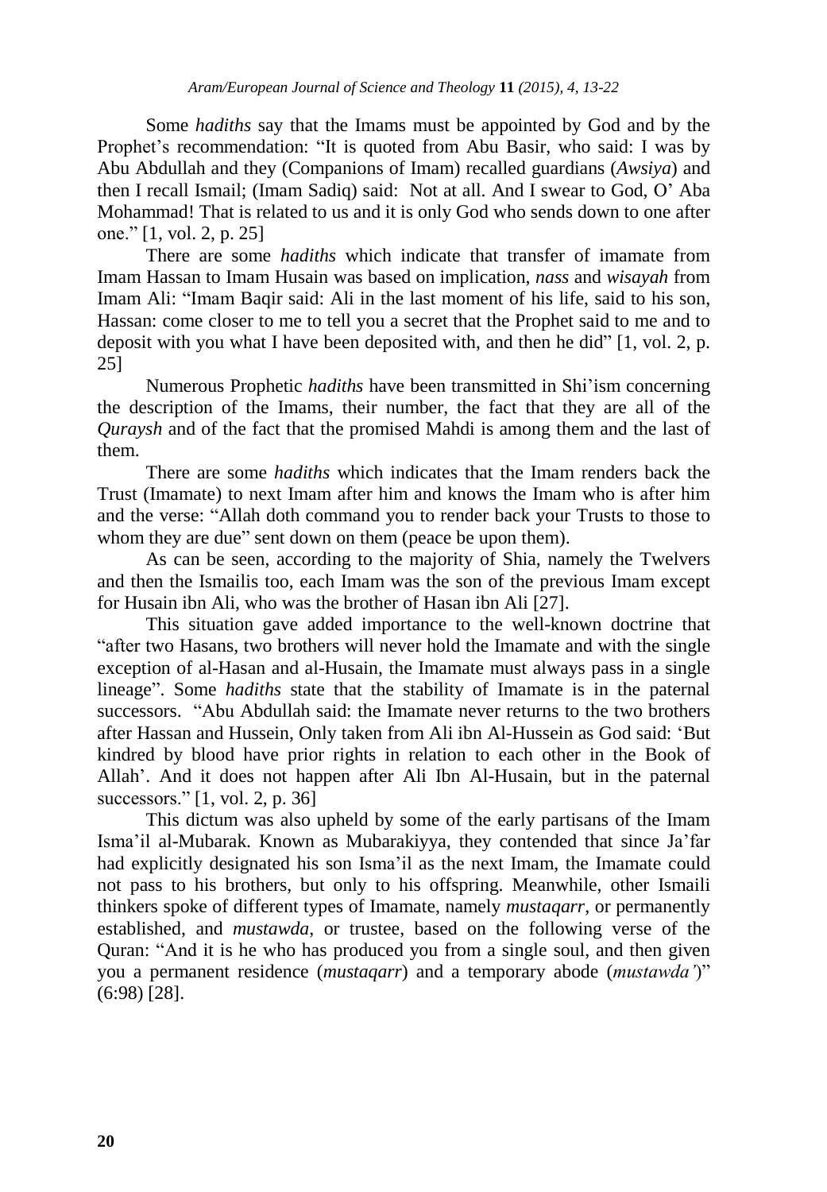Some *hadiths* say that the Imams must be appointed by God and by the Prophet's recommendation: "It is quoted from Abu Basir, who said: I was by Abu Abdullah and they (Companions of Imam) recalled guardians (*Awsiya*) and then I recall Ismail; (Imam Sadiq) said: Not at all. And I swear to God, O' Aba Mohammad! That is related to us and it is only God who sends down to one after one." [1, vol. 2, p. 25]

There are some *hadiths* which indicate that transfer of imamate from Imam Hassan to Imam Husain was based on implication, *nass* and *wisayah* from Imam Ali: "Imam Baqir said: Ali in the last moment of his life, said to his son, Hassan: come closer to me to tell you a secret that the Prophet said to me and to deposit with you what I have been deposited with, and then he did" [1, vol. 2, p. 25]

Numerous Prophetic *hadiths* have been transmitted in Shi'ism concerning the description of the Imams, their number, the fact that they are all of the *Quraysh* and of the fact that the promised Mahdi is among them and the last of them.

There are some *hadiths* which indicates that the Imam renders back the Trust (Imamate) to next Imam after him and knows the Imam who is after him and the verse: "Allah doth command you to render back your Trusts to those to whom they are due" sent down on them (peace be upon them).

As can be seen, according to the majority of Shia, namely the Twelvers and then the Ismailis too, each Imam was the son of the previous Imam except for Husain ibn Ali, who was the brother of Hasan ibn Ali [27].

This situation gave added importance to the well-known doctrine that "after two Hasans, two brothers will never hold the Imamate and with the single exception of al-Hasan and al-Husain, the Imamate must always pass in a single lineage". Some *hadiths* state that the stability of Imamate is in the paternal successors. "Abu Abdullah said: the Imamate never returns to the two brothers after Hassan and Hussein, Only taken from Ali ibn Al-Hussein as God said: 'But kindred by blood have prior rights in relation to each other in the Book of Allah'. And it does not happen after Ali Ibn Al-Husain, but in the paternal successors." [1, vol. 2, p. 36]

This dictum was also upheld by some of the early partisans of the Imam Isma'il al-Mubarak. Known as Mubarakiyya, they contended that since Ja'far had explicitly designated his son Isma'il as the next Imam, the Imamate could not pass to his brothers, but only to his offspring. Meanwhile, other Ismaili thinkers spoke of different types of Imamate, namely *mustaqarr*, or permanently established, and *mustawda*, or trustee, based on the following verse of the Quran: "And it is he who has produced you from a single soul, and then given you a permanent residence (*mustaqarr*) and a temporary abode (*mustawda'*)" (6:98) [28].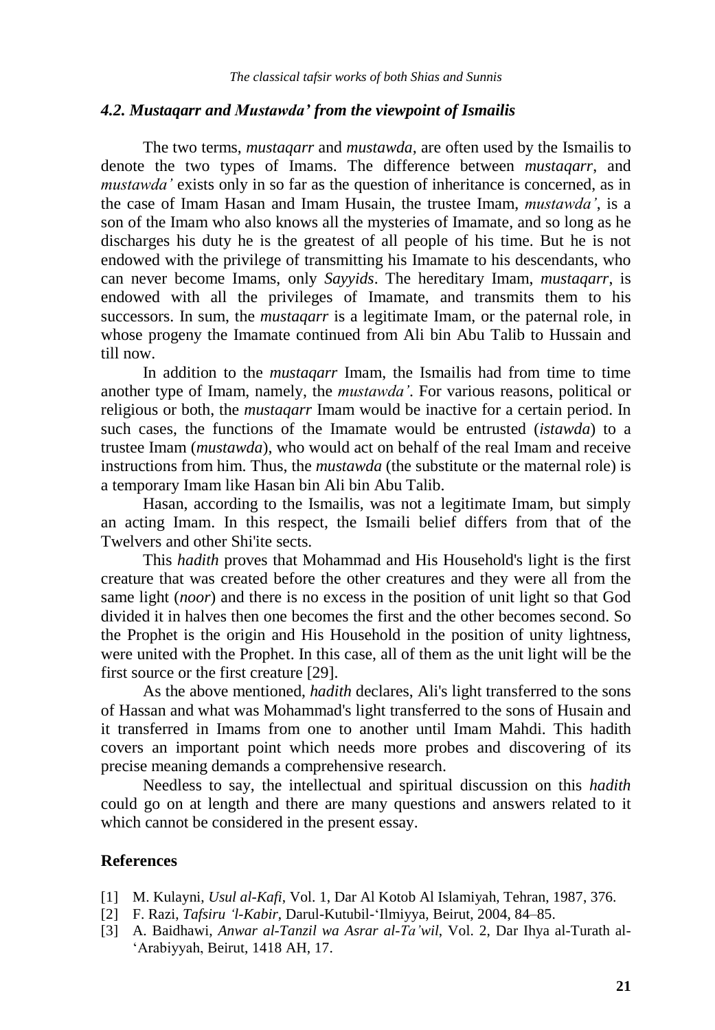### *4.2. Mustaqarr and Mustawda' from the viewpoint of Ismailis*

The two terms, *mustaqarr* and *mustawda,* are often used by the Ismailis to denote the two types of Imams. The difference between *mustaqarr*, and *mustawda'* exists only in so far as the question of inheritance is concerned, as in the case of Imam Hasan and Imam Husain, the trustee Imam, *mustawda'*, is a son of the Imam who also knows all the mysteries of Imamate, and so long as he discharges his duty he is the greatest of all people of his time. But he is not endowed with the privilege of transmitting his Imamate to his descendants, who can never become Imams, only *Sayyids*. The hereditary Imam, *mustaqarr*, is endowed with all the privileges of Imamate, and transmits them to his successors. In sum, the *mustaqarr* is a legitimate Imam, or the paternal role, in whose progeny the Imamate continued from Ali bin Abu Talib to Hussain and till now.

In addition to the *mustaqarr* Imam, the Ismailis had from time to time another type of Imam, namely, the *mustawda'*. For various reasons, political or religious or both, the *mustaqarr* Imam would be inactive for a certain period. In such cases, the functions of the Imamate would be entrusted (*istawda*) to a trustee Imam (*mustawda*), who would act on behalf of the real Imam and receive instructions from him. Thus, the *mustawda* (the substitute or the maternal role) is a temporary Imam like Hasan bin Ali bin Abu Talib.

Hasan, according to the Ismailis, was not a legitimate Imam, but simply an acting Imam. In this respect, the Ismaili belief differs from that of the Twelvers and other Shi'ite sects.

This *hadith* proves that Mohammad and His Household's light is the first creature that was created before the other creatures and they were all from the same light (*noor*) and there is no excess in the position of unit light so that God divided it in halves then one becomes the first and the other becomes second. So the Prophet is the origin and His Household in the position of unity lightness, were united with the Prophet. In this case, all of them as the unit light will be the first source or the first creature [29].

As the above mentioned, *hadith* declares, Ali's light transferred to the sons of Hassan and what was Mohammad's light transferred to the sons of Husain and it transferred in Imams from one to another until Imam Mahdi. This hadith covers an important point which needs more probes and discovering of its precise meaning demands a comprehensive research.

Needless to say, the intellectual and spiritual discussion on this *hadith* could go on at length and there are many questions and answers related to it which cannot be considered in the present essay.

## References

[1] M. Kulayni, *Usul al-Kafi*, Vol. 1, Dar Al Kotob Al Islamiyah, Tehran, 1987, 376.

[2] F. Razi, *Tafsiru 'l-Kabir*, Darul-Kutubil-'Ilmiyya, Beirut, 2004, 84–85.

[3] A. Baidhawi, *Anwar al-Tanzil wa Asrar al-Ta'wil*, Vol. 2, Dar Ihya al-Turath al-'Arabiyyah, Beirut, 1418 AH, 17.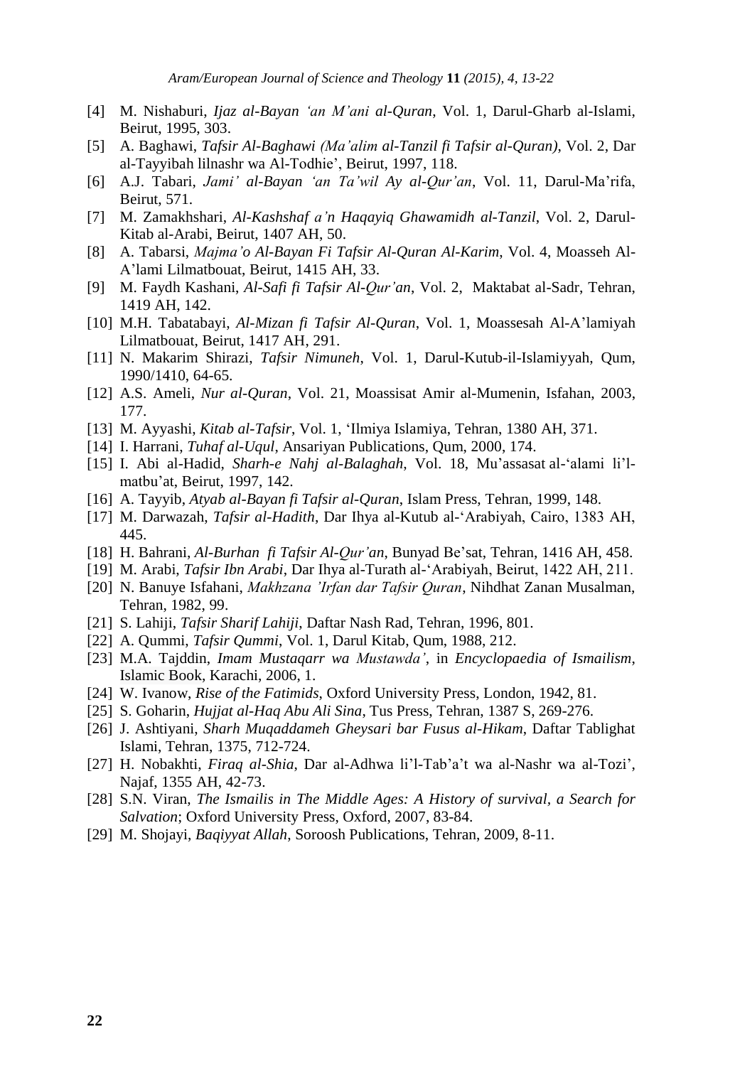[4] M. Nishaburi, *Ijaz al-Bayan 'an M'ani al-Quran*, Vol. 1, Darul-Gharb al-Islami, Beirut, 1995, 303.

[5] A. Baghawi, *Tafsir Al-Baghawi (Ma'alim al-Tanzil fi Tafsir al-Quran)*, Vol. 2, Dar al-Tayyibah lilnashr wa Al-Todhie', Beirut, 1997, 118.

[6] A.J. Tabari, *Jami' al-Bayan 'an Ta'wil Ay al-Qur'an*, Vol. 11, Darul-Ma'rifa, Beirut, 571.

[7] M. Zamakhshari, *Al-Kashshaf a'n Haqayiq Ghawamidh al-Tanzil*, Vol. 2, Darul-Kitab al-Arabi, Beirut, 1407 AH, 50.

[8] A. Tabarsi, *Majma'o Al-Bayan Fi Tafsir Al-Quran Al-Karim*, Vol. 4, Moasseh Al-A'lami Lilmatbouat, Beirut, 1415 AH, 33.

[9] M. Faydh Kashani, *Al-Safi fi Tafsir Al-Qur'an*, Vol. 2, Maktabat al-Sadr, Tehran, 1419 AH, 142.

[10] M.H. Tabatabayi, *Al-Mizan fi Tafsir Al-Quran*, Vol. 1, Moassesah Al-A'lamiyah Lilmatbouat, Beirut, 1417 AH, 291.

[11] N. Makarim Shirazi, *Tafsir Nimuneh*, Vol. 1, Darul-Kutub-il-Islamiyyah, Qum, 1990/1410, 64-65.

[12] A.S. Ameli, *Nur al-Quran*, Vol. 21, Moassisat Amir al-Mumenin, Isfahan, 2003, 177.

[13] M. Ayyashi, *Kitab al-Tafsir*, Vol. 1, 'Ilmiya Islamiya, Tehran, 1380 AH, 371.

[14] I. Harrani, *Tuhaf al-Uqul*, Ansariyan Publications, Qum, 2000, 174.

[15] I. Abi al-Hadid, *Sharh-e Nahj al-Balaghah*, Vol. 18, Mu'assasat al-'alami li'l-matbu'at, Beirut, 1997, 142.

[16] A. Tayyib, *Atyab al-Bayan fi Tafsir al-Quran*, Islam Press, Tehran, 1999, 148.

[17] M. Darwazah, *Tafsir al-Hadith*, Dar Ihya al-Kutub al-'Arabiyah, Cairo, 1383 AH, 445.

[18] H. Bahrani, *Al-Burhan fi Tafsir Al-Qur'an*, Bunyad Be'sat, Tehran, 1416 AH, 458.

[19] M. Arabi, *Tafsir Ibn Arabi*, Dar Ihya al-Turath al-'Arabiyah, Beirut, 1422 AH, 211.

[20] N. Banuye Isfahani, *Makhzana 'Irfan dar Tafsir Quran*, Nihdhat Zanan Musalman, Tehran, 1982, 99.

[21] S. Lahiji, *Tafsir Sharif Lahiji*, Daftar Nash Rad, Tehran, 1996, 801.

[22] A. Qummi, *Tafsir Qummi*, Vol. 1, Darul Kitab, Qum, 1988, 212.

[23] M.A. Tajddin, *Imam Mustaqarr wa Mustawda'*, in *Encyclopaedia of Ismailism*, Islamic Book, Karachi, 2006, 1.

[24] W. Ivanow, *Rise of the Fatimids*, Oxford University Press, London, 1942, 81.

[25] S. Goharin, *Hujjat al-Haq Abu Ali Sina*, Tus Press, Tehran, 1387 S, 269-276.

[26] J. Ashtiyani, *Sharh Muqaddameh Gheysari bar Fusus al-Hikam*, Daftar Tablighat Islami, Tehran, 1375, 712-724.

[27] H. Nobakhti, *Firaq al-Shia*, Dar al-Adhwa li'l-Tab'a't wa al-Nashr wa al-Tozi', Najaf, 1355 AH, 42-73.

[28] S.N. Viran, *The Ismailis in The Middle Ages: A History of survival, a Search for Salvation*; Oxford University Press, Oxford, 2007, 83-84.

[29] M. Shojayi, *Baqiyyat Allah*, Soroosh Publications, Tehran, 2009, 8-11.